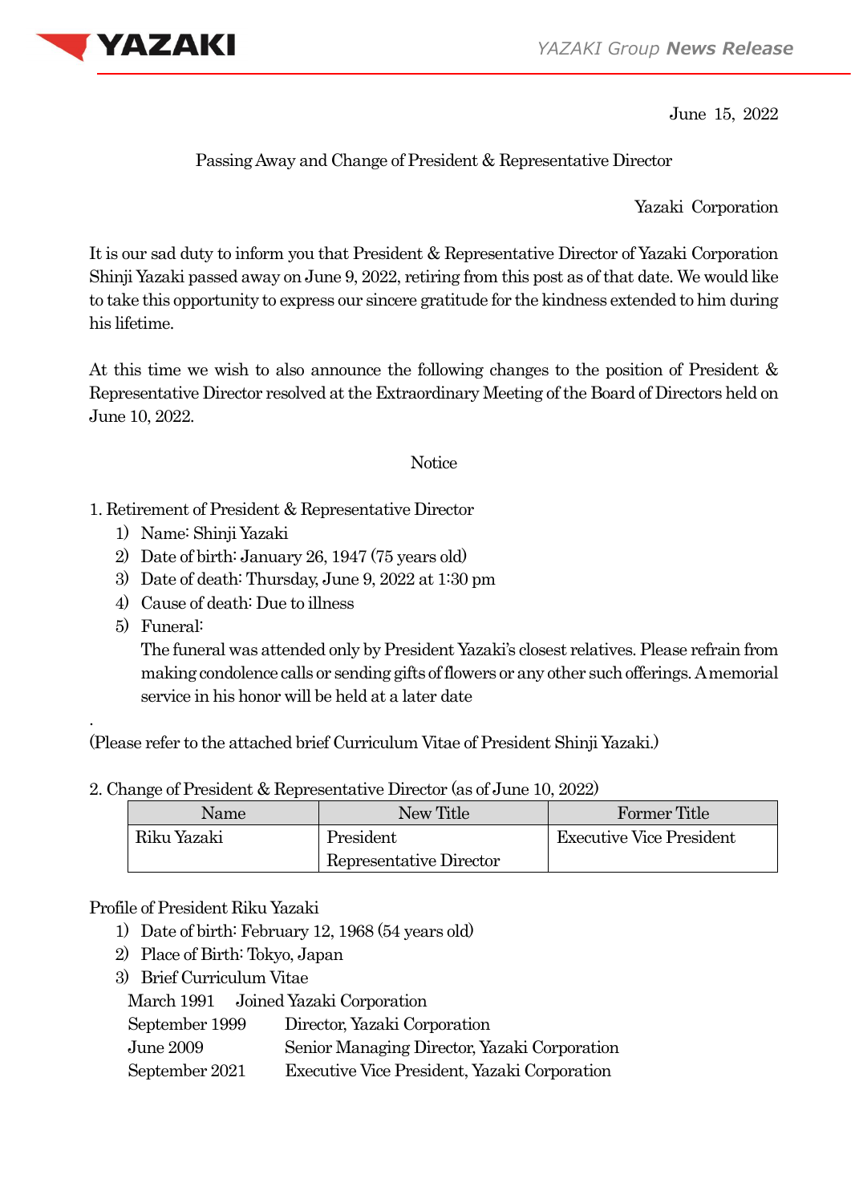June 15, 2022

Passing Away and Change of President & Representative Director

Yazaki Corporation

It is our sad duty to inform you that President & Representative Director of Yazaki Corporation Shinji Yazaki passed away on June 9, 2022, retiring from this post as of that date. We would like to take this opportunity to express our sincere gratitude for the kindness extended to him during his lifetime.

At this time we wish to also announce the following changes to the position of President & Representative Director resolved at the Extraordinary Meeting of the Board of Directors held on June 10, 2022.

Notice

1. Retirement of President & Representative Director
   1) Name: Shinji Yazaki
   2) Date of birth: January 26, 1947 (75 years old)
   3) Date of death: Thursday, June 9, 2022 at 1:30 pm
   4) Cause of death: Due to illness
   5) Funeral:
      The funeral was attended only by President Yazaki's closest relatives. Please refrain from making condolence calls or sending gifts of flowers or any other such offerings. A memorial service in his honor will be held at a later date

.

(Please refer to the attached brief Curriculum Vitae of President Shinji Yazaki.)

2. Change of President & Representative Director (as of June 10, 2022)

| Name | New Title | Former Title |
|---|---|---|
| Riku Yazaki | President<br>Representative Director | Executive Vice President |

Profile of President Riku Yazaki
1) Date of birth: February 12, 1968 (54 years old)
2) Place of Birth: Tokyo, Japan
3) Brief Curriculum Vitae

March 1991 Joined Yazaki Corporation
September 1999 Director, Yazaki Corporation
June 2009 Senior Managing Director, Yazaki Corporation
September 2021 Executive Vice President, Yazaki Corporation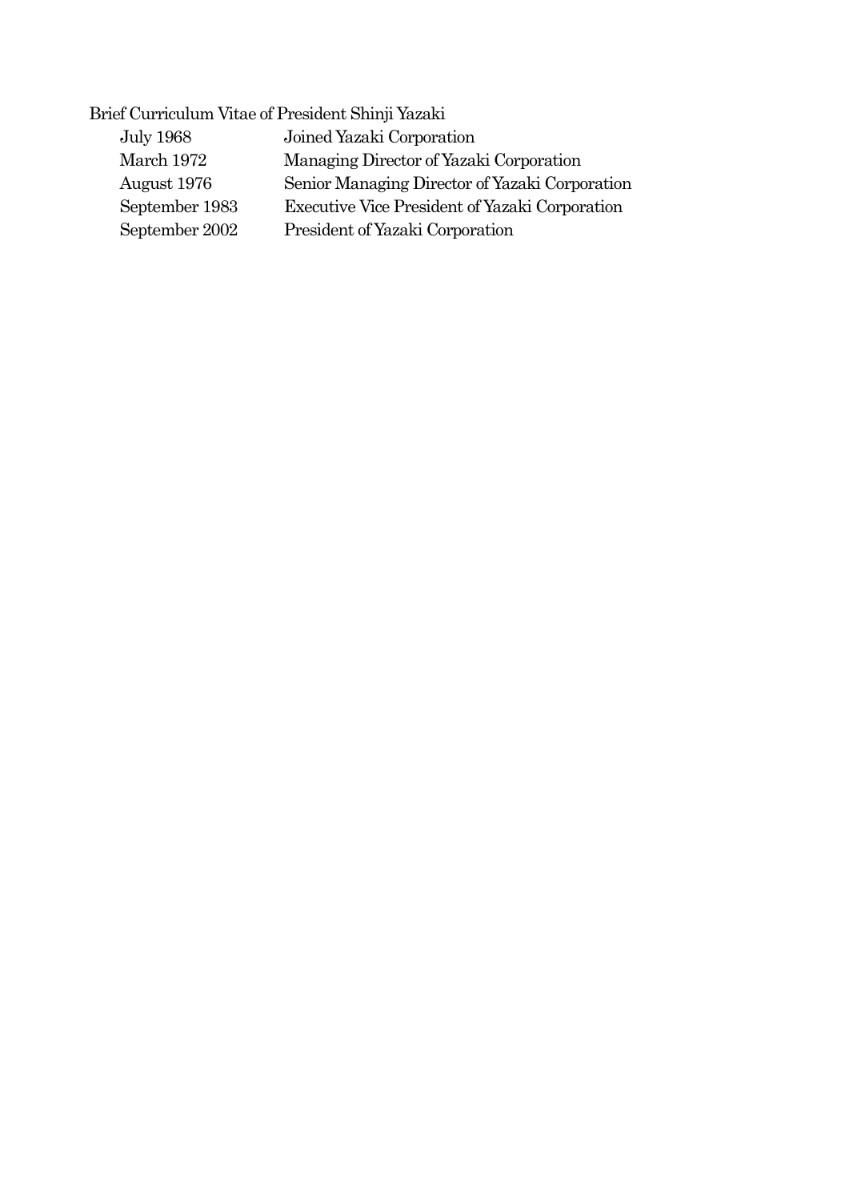Brief Curriculum Vitae of President Shinji Yazaki

| | |
|---|---|
| July 1968 | Joined Yazaki Corporation |
| March 1972 | Managing Director of Yazaki Corporation |
| August 1976 | Senior Managing Director of Yazaki Corporation |
| September 1983 | Executive Vice President of Yazaki Corporation |
| September 2002 | President of Yazaki Corporation |